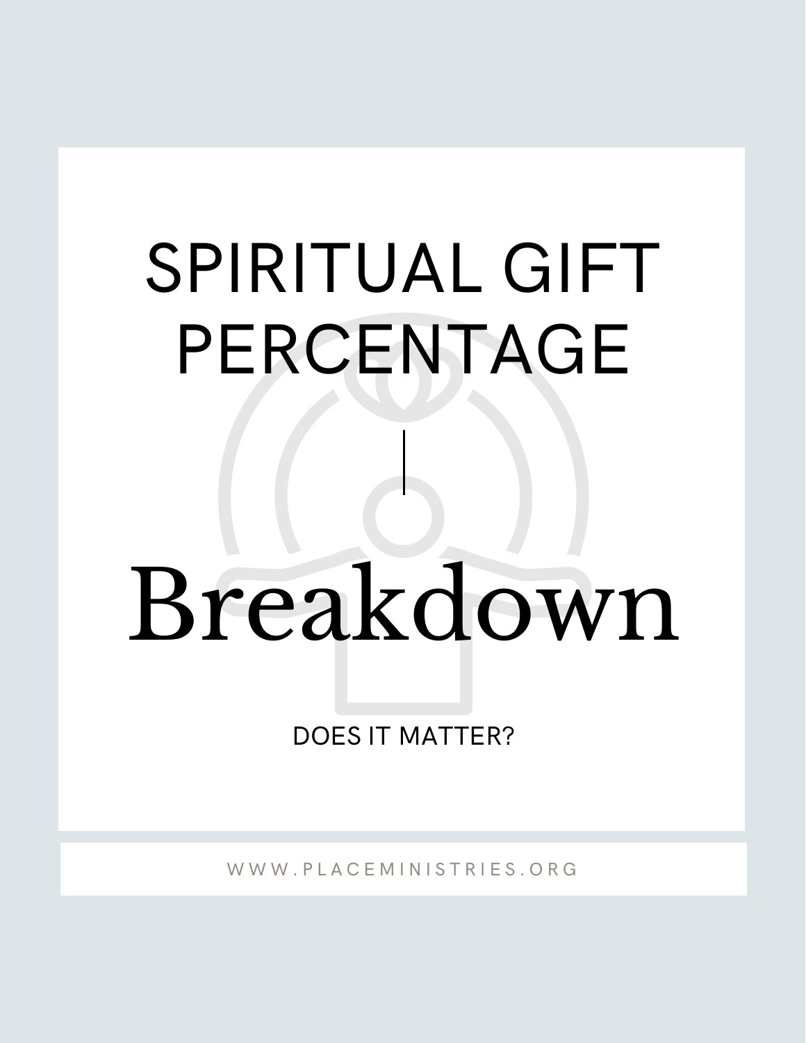# SPIRITUAL GIFT PERCENTAGE

# Breakdown

DOES IT MATTER?

WWW.PLACEMINISTRIES.ORG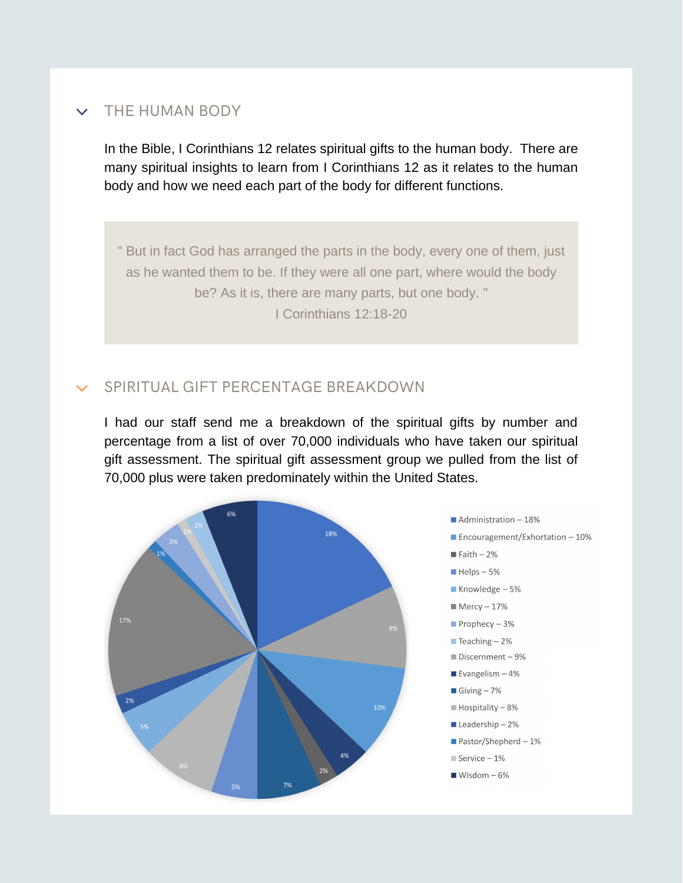## THE HUMAN BODY

In the Bible, I Corinthians 12 relates spiritual gifts to the human body. There are many spiritual insights to learn from I Corinthians 12 as it relates to the human body and how we need each part of the body for different functions.

> " But in fact God has arranged the parts in the body, every one of them, just as he wanted them to be. If they were all one part, where would the body be? As it is, there are many parts, but one body. "
>
> I Corinthians 12:18-20

## SPIRITUAL GIFT PERCENTAGE BREAKDOWN

I had our staff send me a breakdown of the spiritual gifts by number and percentage from a list of over 70,000 individuals who have taken our spiritual gift assessment. The spiritual gift assessment group we pulled from the list of 70,000 plus were taken predominately within the United States.

- Administration – 18%
- Encouragement/Exhortation – 10%
- Faith – 2%
- Helps – 5%
- Knowledge – 5%
- Mercy – 17%
- Prophecy – 3%
- Teaching – 2%
- Discernment – 9%
- Evangelism – 4%
- Giving – 7%
- Hospitality – 8%
- Leadership – 2%
- Pastor/Shepherd – 1%
- Service – 1%
- Wisdom – 6%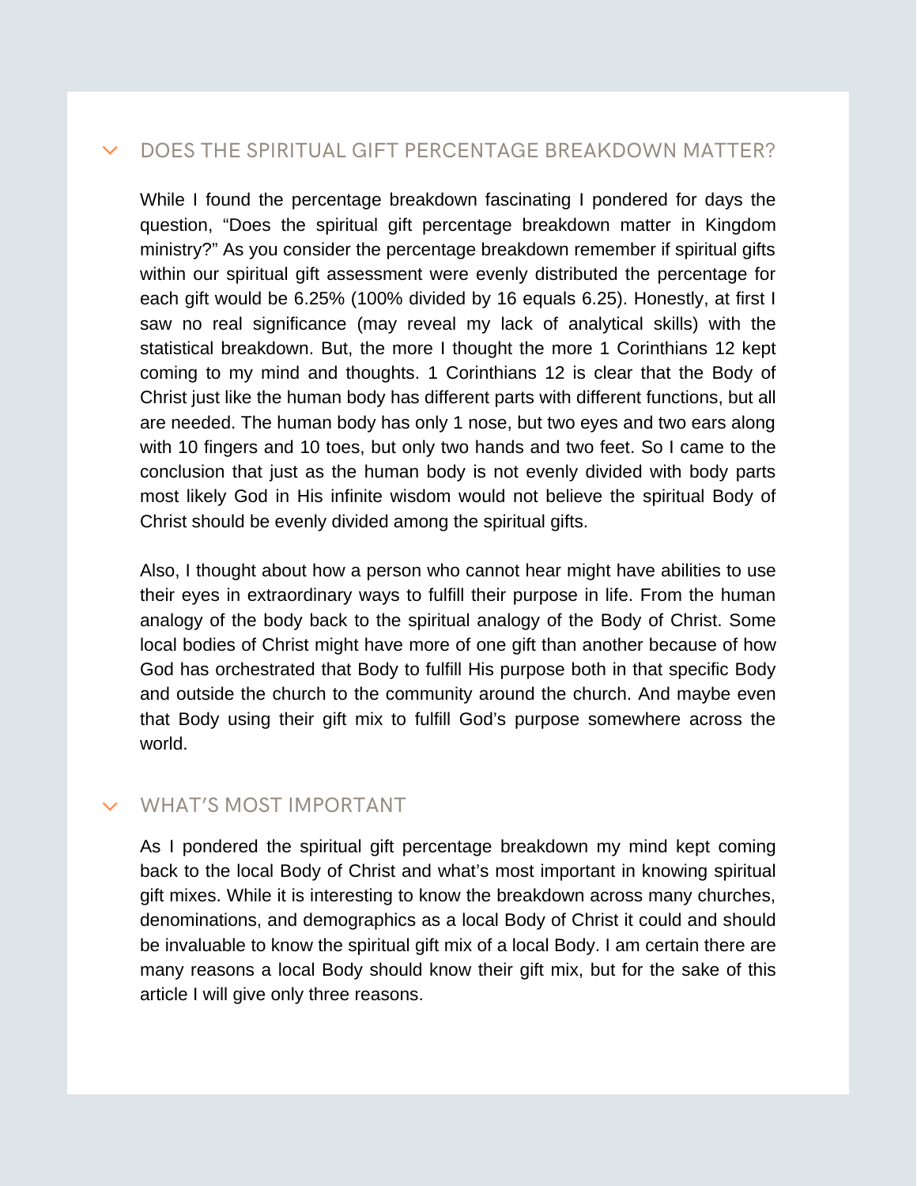## DOES THE SPIRITUAL GIFT PERCENTAGE BREAKDOWN MATTER?

While I found the percentage breakdown fascinating I pondered for days the question, "Does the spiritual gift percentage breakdown matter in Kingdom ministry?" As you consider the percentage breakdown remember if spiritual gifts within our spiritual gift assessment were evenly distributed the percentage for each gift would be 6.25% (100% divided by 16 equals 6.25). Honestly, at first I saw no real significance (may reveal my lack of analytical skills) with the statistical breakdown. But, the more I thought the more 1 Corinthians 12 kept coming to my mind and thoughts. 1 Corinthians 12 is clear that the Body of Christ just like the human body has different parts with different functions, but all are needed. The human body has only 1 nose, but two eyes and two ears along with 10 fingers and 10 toes, but only two hands and two feet. So I came to the conclusion that just as the human body is not evenly divided with body parts most likely God in His infinite wisdom would not believe the spiritual Body of Christ should be evenly divided among the spiritual gifts.

Also, I thought about how a person who cannot hear might have abilities to use their eyes in extraordinary ways to fulfill their purpose in life. From the human analogy of the body back to the spiritual analogy of the Body of Christ. Some local bodies of Christ might have more of one gift than another because of how God has orchestrated that Body to fulfill His purpose both in that specific Body and outside the church to the community around the church. And maybe even that Body using their gift mix to fulfill God's purpose somewhere across the world.

## WHAT'S MOST IMPORTANT

As I pondered the spiritual gift percentage breakdown my mind kept coming back to the local Body of Christ and what's most important in knowing spiritual gift mixes. While it is interesting to know the breakdown across many churches, denominations, and demographics as a local Body of Christ it could and should be invaluable to know the spiritual gift mix of a local Body. I am certain there are many reasons a local Body should know their gift mix, but for the sake of this article I will give only three reasons.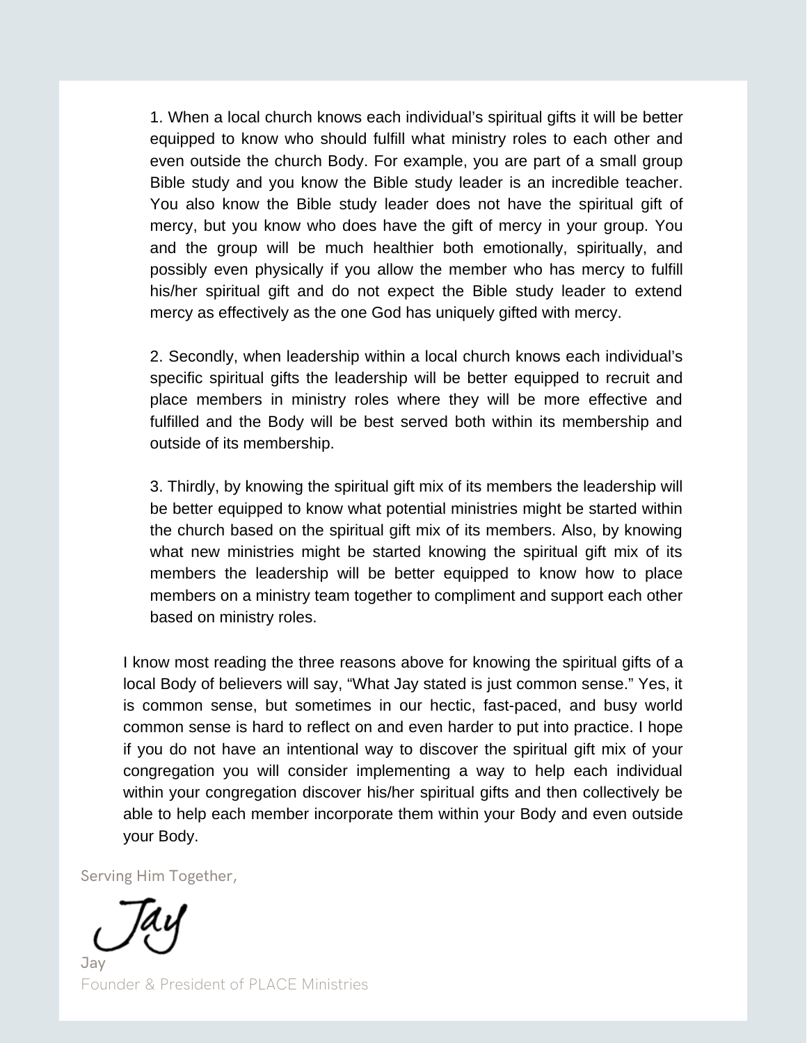1. When a local church knows each individual's spiritual gifts it will be better equipped to know who should fulfill what ministry roles to each other and even outside the church Body. For example, you are part of a small group Bible study and you know the Bible study leader is an incredible teacher. You also know the Bible study leader does not have the spiritual gift of mercy, but you know who does have the gift of mercy in your group. You and the group will be much healthier both emotionally, spiritually, and possibly even physically if you allow the member who has mercy to fulfill his/her spiritual gift and do not expect the Bible study leader to extend mercy as effectively as the one God has uniquely gifted with mercy.

2. Secondly, when leadership within a local church knows each individual's specific spiritual gifts the leadership will be better equipped to recruit and place members in ministry roles where they will be more effective and fulfilled and the Body will be best served both within its membership and outside of its membership.

3. Thirdly, by knowing the spiritual gift mix of its members the leadership will be better equipped to know what potential ministries might be started within the church based on the spiritual gift mix of its members. Also, by knowing what new ministries might be started knowing the spiritual gift mix of its members the leadership will be better equipped to know how to place members on a ministry team together to compliment and support each other based on ministry roles.

I know most reading the three reasons above for knowing the spiritual gifts of a local Body of believers will say, "What Jay stated is just common sense." Yes, it is common sense, but sometimes in our hectic, fast-paced, and busy world common sense is hard to reflect on and even harder to put into practice. I hope if you do not have an intentional way to discover the spiritual gift mix of your congregation you will consider implementing a way to help each individual within your congregation discover his/her spiritual gifts and then collectively be able to help each member incorporate them within your Body and even outside your Body.

Serving Him Together,

Jay

Jay
Founder & President of PLACE Ministries